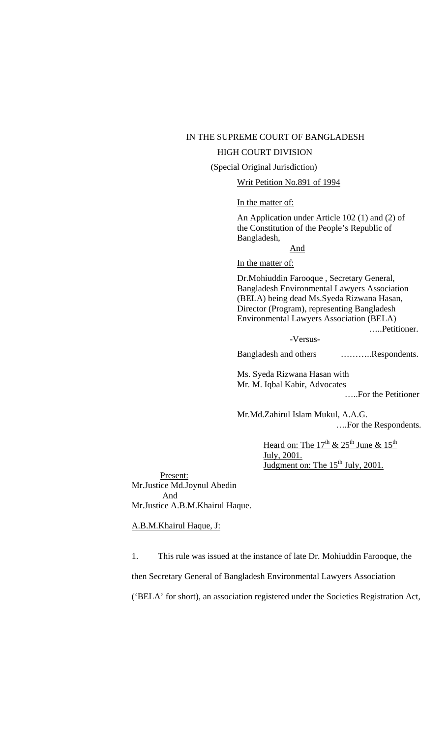IN THE SUPREME COURT OF BANGLADESH

HIGH COURT DIVISION

(Special Original Jurisdiction)

Writ Petition No.891 of 1994

In the matter of:

An Application under Article 102 (1) and (2) of the Constitution of the People's Republic of Bangladesh,

And

In the matter of:

Dr.Mohiuddin Farooque , Secretary General, Bangladesh Environmental Lawyers Association (BELA) being dead Ms.Syeda Rizwana Hasan, Director (Program), representing Bangladesh Environmental Lawyers Association (BELA)

…..Petitioner.

-Versus-

Bangladesh and others ………..Respondents.

Ms. Syeda Rizwana Hasan with
Mr. M. Iqbal Kabir, Advocates

…..For the Petitioner

Mr.Md.Zahirul Islam Mukul, A.A.G.

….For the Respondents.

Heard on: The 17th & 25th June & 15th July, 2001.
Judgment on: The 15th July, 2001.

Present:
Mr.Justice Md.Joynul Abedin
And
Mr.Justice A.B.M.Khairul Haque.

A.B.M.Khairul Haque, J:

1. This rule was issued at the instance of late Dr. Mohiuddin Farooque, the then Secretary General of Bangladesh Environmental Lawyers Association ('BELA' for short), an association registered under the Societies Registration Act,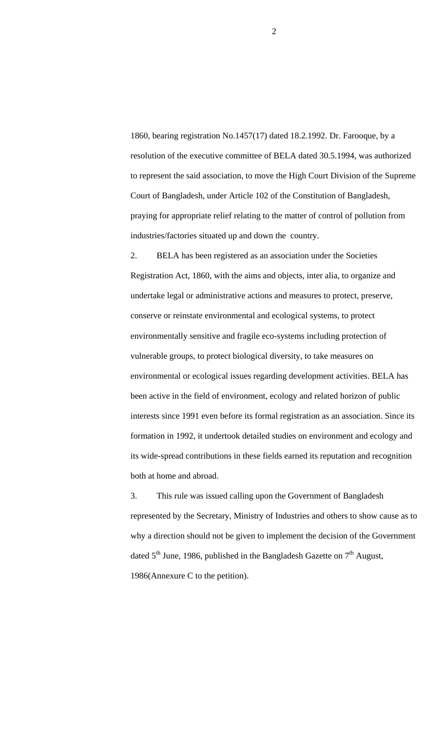1860, bearing registration No.1457(17) dated 18.2.1992. Dr. Farooque, by a resolution of the executive committee of BELA dated 30.5.1994, was authorized to represent the said association, to move the High Court Division of the Supreme Court of Bangladesh, under Article 102 of the Constitution of Bangladesh, praying for appropriate relief relating to the matter of control of pollution from industries/factories situated up and down the country.

2. BELA has been registered as an association under the Societies Registration Act, 1860, with the aims and objects, inter alia, to organize and undertake legal or administrative actions and measures to protect, preserve, conserve or reinstate environmental and ecological systems, to protect environmentally sensitive and fragile eco-systems including protection of vulnerable groups, to protect biological diversity, to take measures on environmental or ecological issues regarding development activities. BELA has been active in the field of environment, ecology and related horizon of public interests since 1991 even before its formal registration as an association. Since its formation in 1992, it undertook detailed studies on environment and ecology and its wide-spread contributions in these fields earned its reputation and recognition both at home and abroad.

3. This rule was issued calling upon the Government of Bangladesh represented by the Secretary, Ministry of Industries and others to show cause as to why a direction should not be given to implement the decision of the Government dated 5th June, 1986, published in the Bangladesh Gazette on 7th August, 1986(Annexure C to the petition).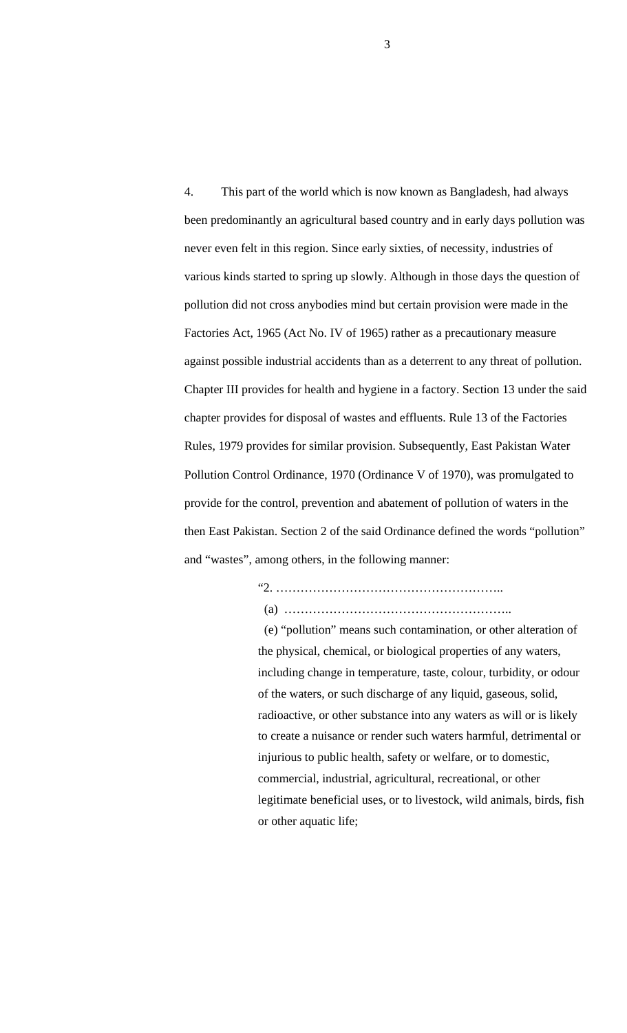4. This part of the world which is now known as Bangladesh, had always been predominantly an agricultural based country and in early days pollution was never even felt in this region. Since early sixties, of necessity, industries of various kinds started to spring up slowly. Although in those days the question of pollution did not cross anybodies mind but certain provision were made in the Factories Act, 1965 (Act No. IV of 1965) rather as a precautionary measure against possible industrial accidents than as a deterrent to any threat of pollution. Chapter III provides for health and hygiene in a factory. Section 13 under the said chapter provides for disposal of wastes and effluents. Rule 13 of the Factories Rules, 1979 provides for similar provision. Subsequently, East Pakistan Water Pollution Control Ordinance, 1970 (Ordinance V of 1970), was promulgated to provide for the control, prevention and abatement of pollution of waters in the then East Pakistan. Section 2 of the said Ordinance defined the words "pollution" and "wastes", among others, in the following manner:

> "2. ………………………………………………..
>
> (a) ………………………………………………..
>
> (e) "pollution" means such contamination, or other alteration of the physical, chemical, or biological properties of any waters, including change in temperature, taste, colour, turbidity, or odour of the waters, or such discharge of any liquid, gaseous, solid, radioactive, or other substance into any waters as will or is likely to create a nuisance or render such waters harmful, detrimental or injurious to public health, safety or welfare, or to domestic, commercial, industrial, agricultural, recreational, or other legitimate beneficial uses, or to livestock, wild animals, birds, fish or other aquatic life;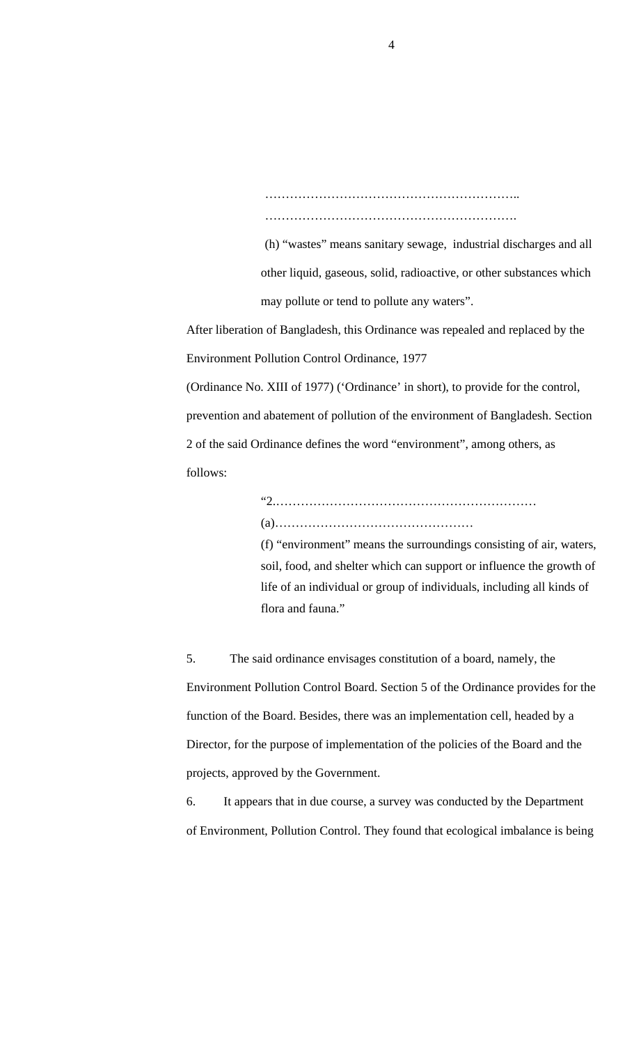> ……………………………………………………..
> …………………………………………………….
>
> (h) "wastes" means sanitary sewage, industrial discharges and all other liquid, gaseous, solid, radioactive, or other substances which may pollute or tend to pollute any waters".

After liberation of Bangladesh, this Ordinance was repealed and replaced by the Environment Pollution Control Ordinance, 1977 (Ordinance No. XIII of 1977) ('Ordinance' in short), to provide for the control, prevention and abatement of pollution of the environment of Bangladesh. Section 2 of the said Ordinance defines the word "environment", among others, as follows:

> "2.………………………………………………………
> (a)…………………………………………
> (f) "environment" means the surroundings consisting of air, waters, soil, food, and shelter which can support or influence the growth of life of an individual or group of individuals, including all kinds of flora and fauna."

5. The said ordinance envisages constitution of a board, namely, the Environment Pollution Control Board. Section 5 of the Ordinance provides for the function of the Board. Besides, there was an implementation cell, headed by a Director, for the purpose of implementation of the policies of the Board and the projects, approved by the Government.

6. It appears that in due course, a survey was conducted by the Department of Environment, Pollution Control. They found that ecological imbalance is being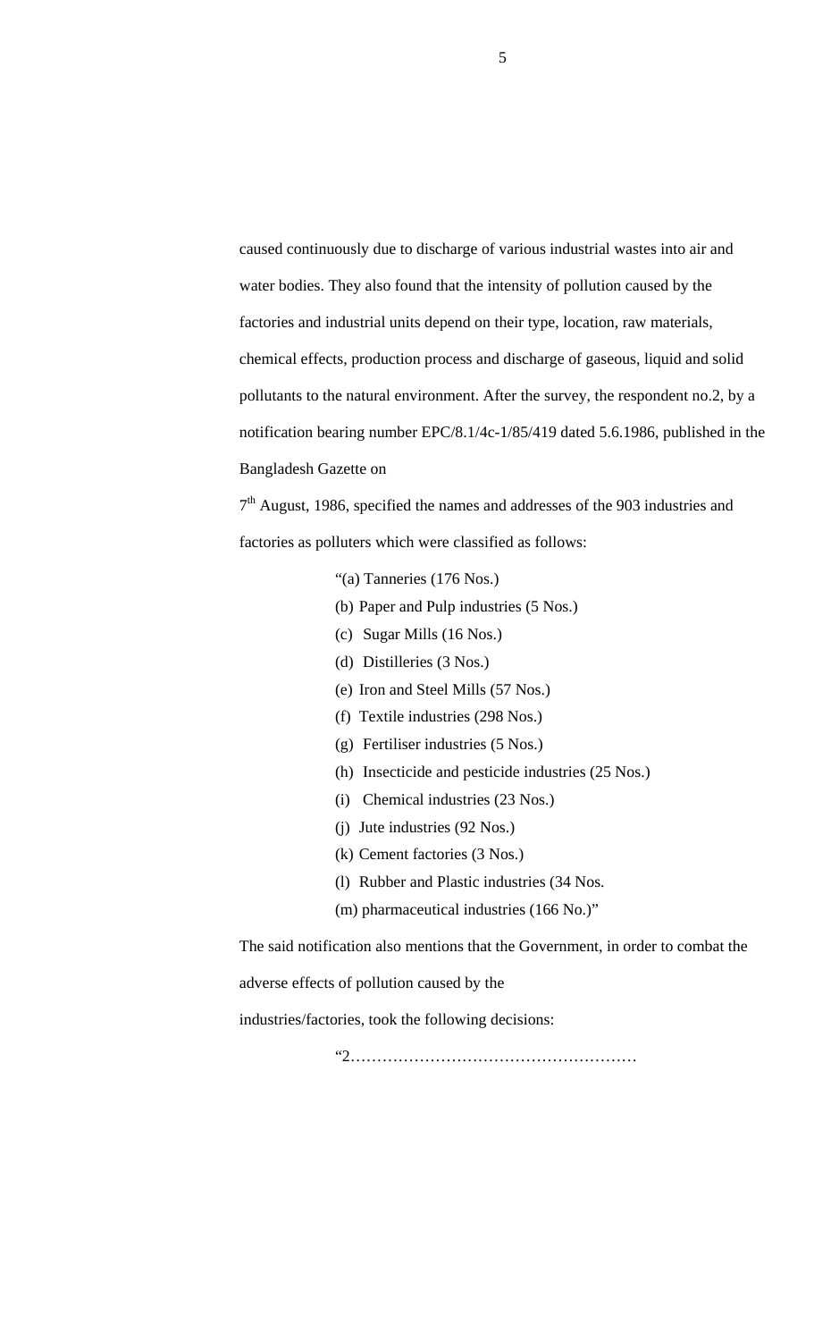caused continuously due to discharge of various industrial wastes into air and water bodies. They also found that the intensity of pollution caused by the factories and industrial units depend on their type, location, raw materials, chemical effects, production process and discharge of gaseous, liquid and solid pollutants to the natural environment. After the survey, the respondent no.2, by a notification bearing number EPC/8.1/4c-1/85/419 dated 5.6.1986, published in the Bangladesh Gazette on

7th August, 1986, specified the names and addresses of the 903 industries and factories as polluters which were classified as follows:

> "(a) Tanneries (176 Nos.)
> (b) Paper and Pulp industries (5 Nos.)
> (c) Sugar Mills (16 Nos.)
> (d) Distilleries (3 Nos.)
> (e) Iron and Steel Mills (57 Nos.)
> (f) Textile industries (298 Nos.)
> (g) Fertiliser industries (5 Nos.)
> (h) Insecticide and pesticide industries (25 Nos.)
> (i) Chemical industries (23 Nos.)
> (j) Jute industries (92 Nos.)
> (k) Cement factories (3 Nos.)
> (l) Rubber and Plastic industries (34 Nos.
> (m) pharmaceutical industries (166 No.)"

The said notification also mentions that the Government, in order to combat the adverse effects of pollution caused by the industries/factories, took the following decisions:

> "2………………………………………………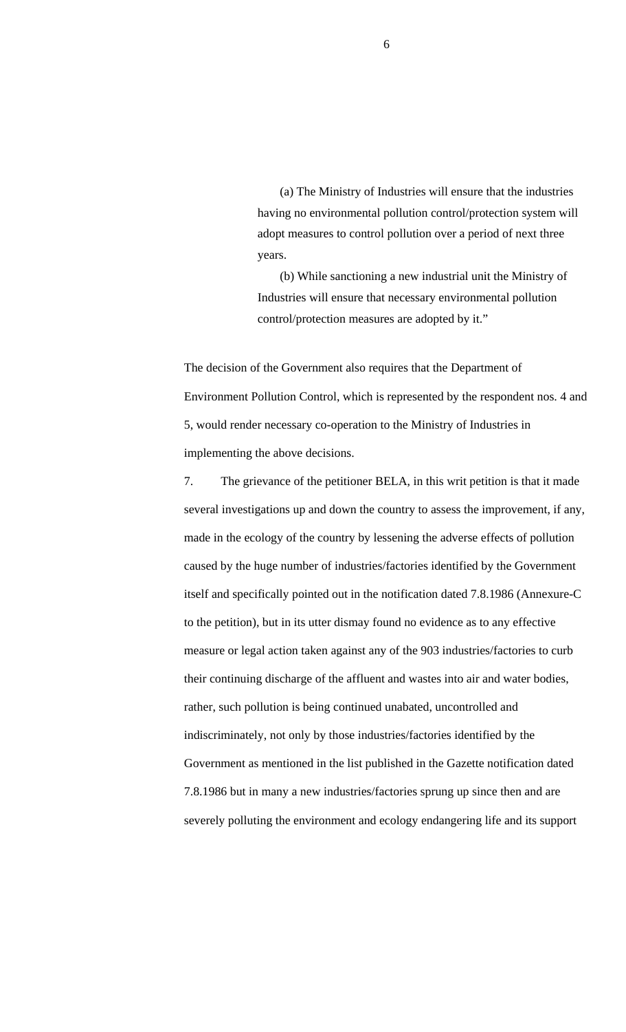> (a) The Ministry of Industries will ensure that the industries having no environmental pollution control/protection system will adopt measures to control pollution over a period of next three years.
>
> (b) While sanctioning a new industrial unit the Ministry of Industries will ensure that necessary environmental pollution control/protection measures are adopted by it."

The decision of the Government also requires that the Department of Environment Pollution Control, which is represented by the respondent nos. 4 and 5, would render necessary co-operation to the Ministry of Industries in implementing the above decisions.

7. The grievance of the petitioner BELA, in this writ petition is that it made several investigations up and down the country to assess the improvement, if any, made in the ecology of the country by lessening the adverse effects of pollution caused by the huge number of industries/factories identified by the Government itself and specifically pointed out in the notification dated 7.8.1986 (Annexure-C to the petition), but in its utter dismay found no evidence as to any effective measure or legal action taken against any of the 903 industries/factories to curb their continuing discharge of the affluent and wastes into air and water bodies, rather, such pollution is being continued unabated, uncontrolled and indiscriminately, not only by those industries/factories identified by the Government as mentioned in the list published in the Gazette notification dated 7.8.1986 but in many a new industries/factories sprung up since then and are severely polluting the environment and ecology endangering life and its support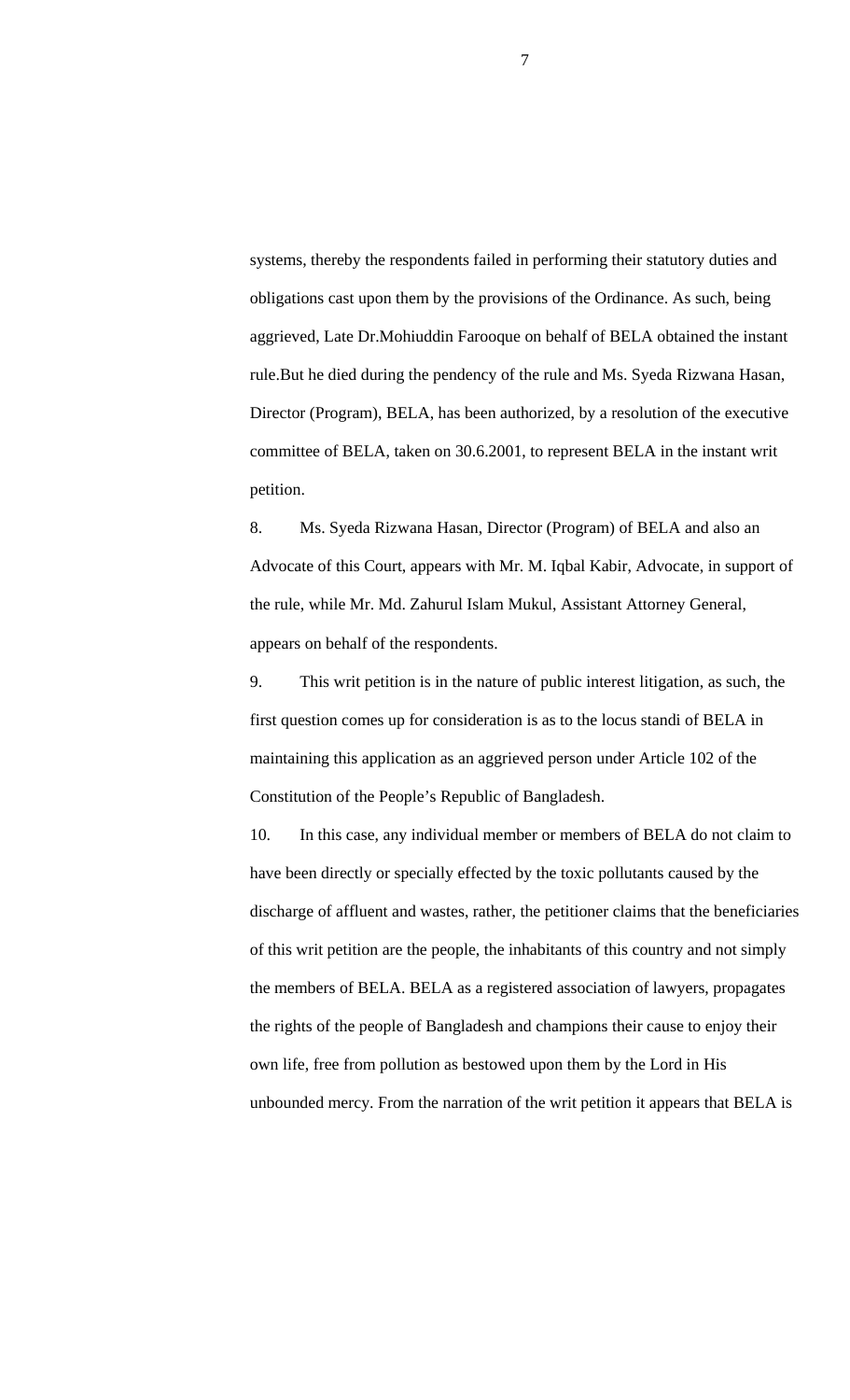systems, thereby the respondents failed in performing their statutory duties and obligations cast upon them by the provisions of the Ordinance. As such, being aggrieved, Late Dr.Mohiuddin Farooque on behalf of BELA obtained the instant rule.But he died during the pendency of the rule and Ms. Syeda Rizwana Hasan, Director (Program), BELA, has been authorized, by a resolution of the executive committee of BELA, taken on 30.6.2001, to represent BELA in the instant writ petition.

8. Ms. Syeda Rizwana Hasan, Director (Program) of BELA and also an Advocate of this Court, appears with Mr. M. Iqbal Kabir, Advocate, in support of the rule, while Mr. Md. Zahurul Islam Mukul, Assistant Attorney General, appears on behalf of the respondents.

9. This writ petition is in the nature of public interest litigation, as such, the first question comes up for consideration is as to the locus standi of BELA in maintaining this application as an aggrieved person under Article 102 of the Constitution of the People's Republic of Bangladesh.

10. In this case, any individual member or members of BELA do not claim to have been directly or specially effected by the toxic pollutants caused by the discharge of affluent and wastes, rather, the petitioner claims that the beneficiaries of this writ petition are the people, the inhabitants of this country and not simply the members of BELA. BELA as a registered association of lawyers, propagates the rights of the people of Bangladesh and champions their cause to enjoy their own life, free from pollution as bestowed upon them by the Lord in His unbounded mercy. From the narration of the writ petition it appears that BELA is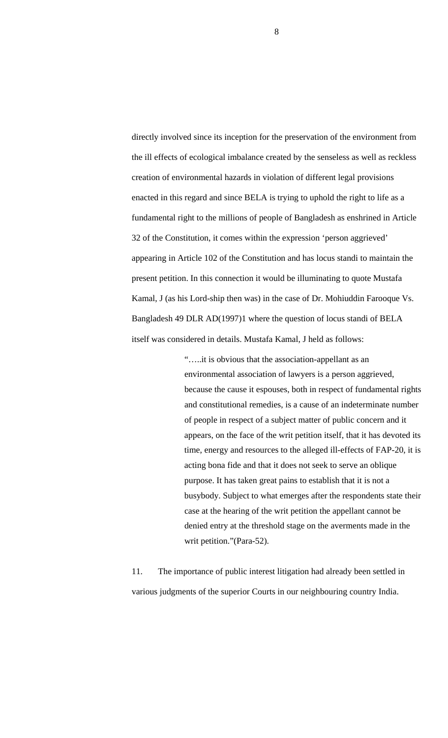directly involved since its inception for the preservation of the environment from the ill effects of ecological imbalance created by the senseless as well as reckless creation of environmental hazards in violation of different legal provisions enacted in this regard and since BELA is trying to uphold the right to life as a fundamental right to the millions of people of Bangladesh as enshrined in Article 32 of the Constitution, it comes within the expression 'person aggrieved' appearing in Article 102 of the Constitution and has locus standi to maintain the present petition. In this connection it would be illuminating to quote Mustafa Kamal, J (as his Lord-ship then was) in the case of Dr. Mohiuddin Farooque Vs. Bangladesh 49 DLR AD(1997)1 where the question of locus standi of BELA itself was considered in details. Mustafa Kamal, J held as follows:

> "…..it is obvious that the association-appellant as an environmental association of lawyers is a person aggrieved, because the cause it espouses, both in respect of fundamental rights and constitutional remedies, is a cause of an indeterminate number of people in respect of a subject matter of public concern and it appears, on the face of the writ petition itself, that it has devoted its time, energy and resources to the alleged ill-effects of FAP-20, it is acting bona fide and that it does not seek to serve an oblique purpose. It has taken great pains to establish that it is not a busybody. Subject to what emerges after the respondents state their case at the hearing of the writ petition the appellant cannot be denied entry at the threshold stage on the averments made in the writ petition."(Para-52).

11. The importance of public interest litigation had already been settled in various judgments of the superior Courts in our neighbouring country India.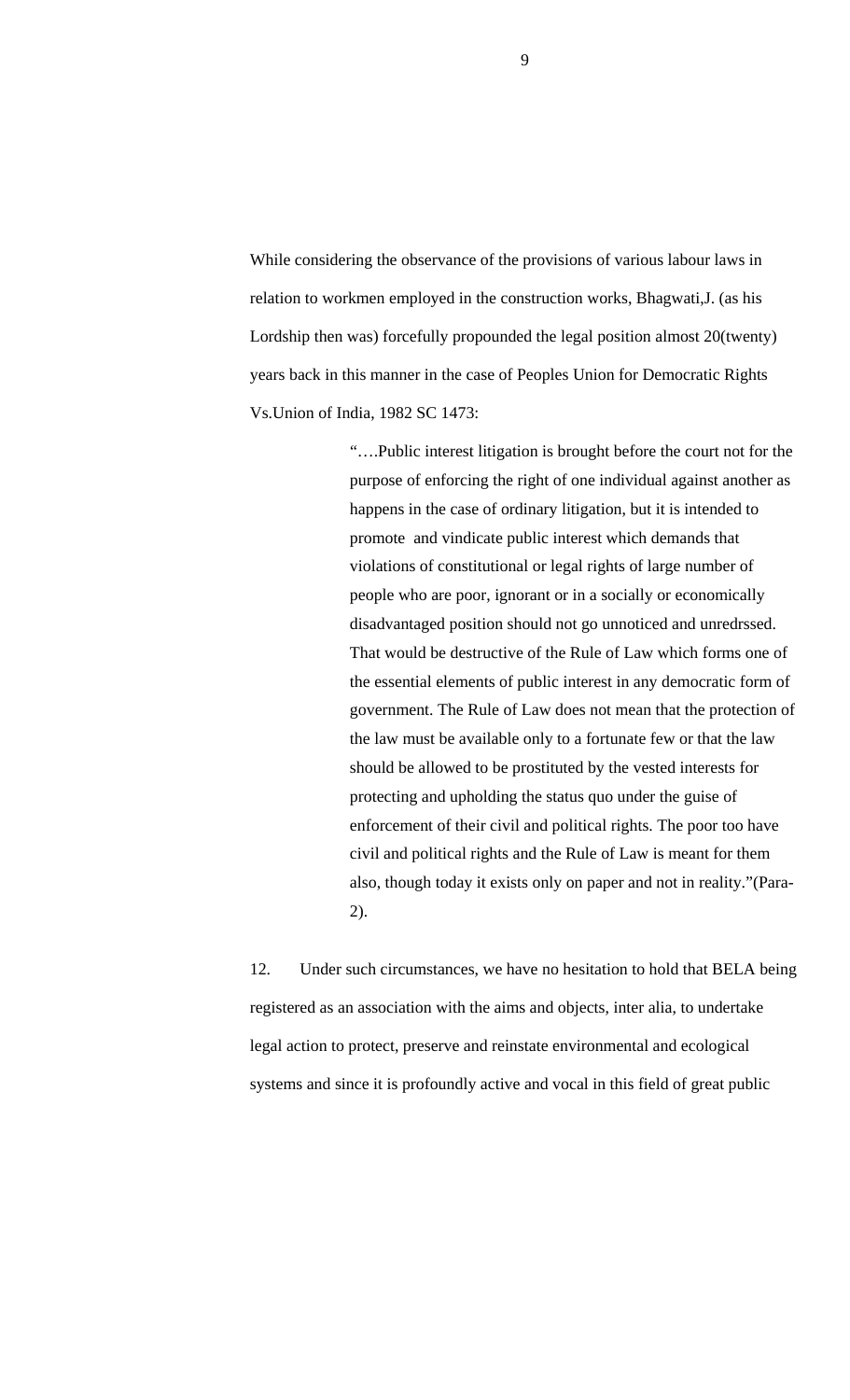While considering the observance of the provisions of various labour laws in relation to workmen employed in the construction works, Bhagwati,J. (as his Lordship then was) forcefully propounded the legal position almost 20(twenty) years back in this manner in the case of Peoples Union for Democratic Rights Vs.Union of India, 1982 SC 1473:

> "….Public interest litigation is brought before the court not for the purpose of enforcing the right of one individual against another as happens in the case of ordinary litigation, but it is intended to promote and vindicate public interest which demands that violations of constitutional or legal rights of large number of people who are poor, ignorant or in a socially or economically disadvantaged position should not go unnoticed and unredrssed. That would be destructive of the Rule of Law which forms one of the essential elements of public interest in any democratic form of government. The Rule of Law does not mean that the protection of the law must be available only to a fortunate few or that the law should be allowed to be prostituted by the vested interests for protecting and upholding the status quo under the guise of enforcement of their civil and political rights. The poor too have civil and political rights and the Rule of Law is meant for them also, though today it exists only on paper and not in reality."(Para-2).

12. Under such circumstances, we have no hesitation to hold that BELA being registered as an association with the aims and objects, inter alia, to undertake legal action to protect, preserve and reinstate environmental and ecological systems and since it is profoundly active and vocal in this field of great public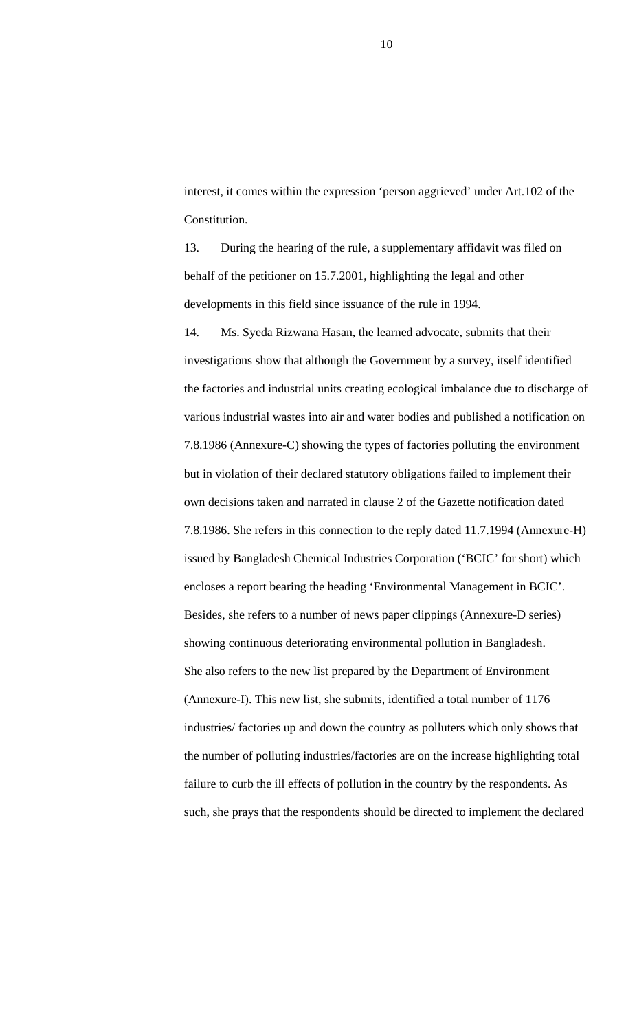interest, it comes within the expression 'person aggrieved' under Art.102 of the Constitution.

13. During the hearing of the rule, a supplementary affidavit was filed on behalf of the petitioner on 15.7.2001, highlighting the legal and other developments in this field since issuance of the rule in 1994.

14. Ms. Syeda Rizwana Hasan, the learned advocate, submits that their investigations show that although the Government by a survey, itself identified the factories and industrial units creating ecological imbalance due to discharge of various industrial wastes into air and water bodies and published a notification on 7.8.1986 (Annexure-C) showing the types of factories polluting the environment but in violation of their declared statutory obligations failed to implement their own decisions taken and narrated in clause 2 of the Gazette notification dated 7.8.1986. She refers in this connection to the reply dated 11.7.1994 (Annexure-H) issued by Bangladesh Chemical Industries Corporation ('BCIC' for short) which encloses a report bearing the heading 'Environmental Management in BCIC'. Besides, she refers to a number of news paper clippings (Annexure-D series) showing continuous deteriorating environmental pollution in Bangladesh. She also refers to the new list prepared by the Department of Environment (Annexure-I). This new list, she submits, identified a total number of 1176 industries/ factories up and down the country as polluters which only shows that the number of polluting industries/factories are on the increase highlighting total failure to curb the ill effects of pollution in the country by the respondents. As such, she prays that the respondents should be directed to implement the declared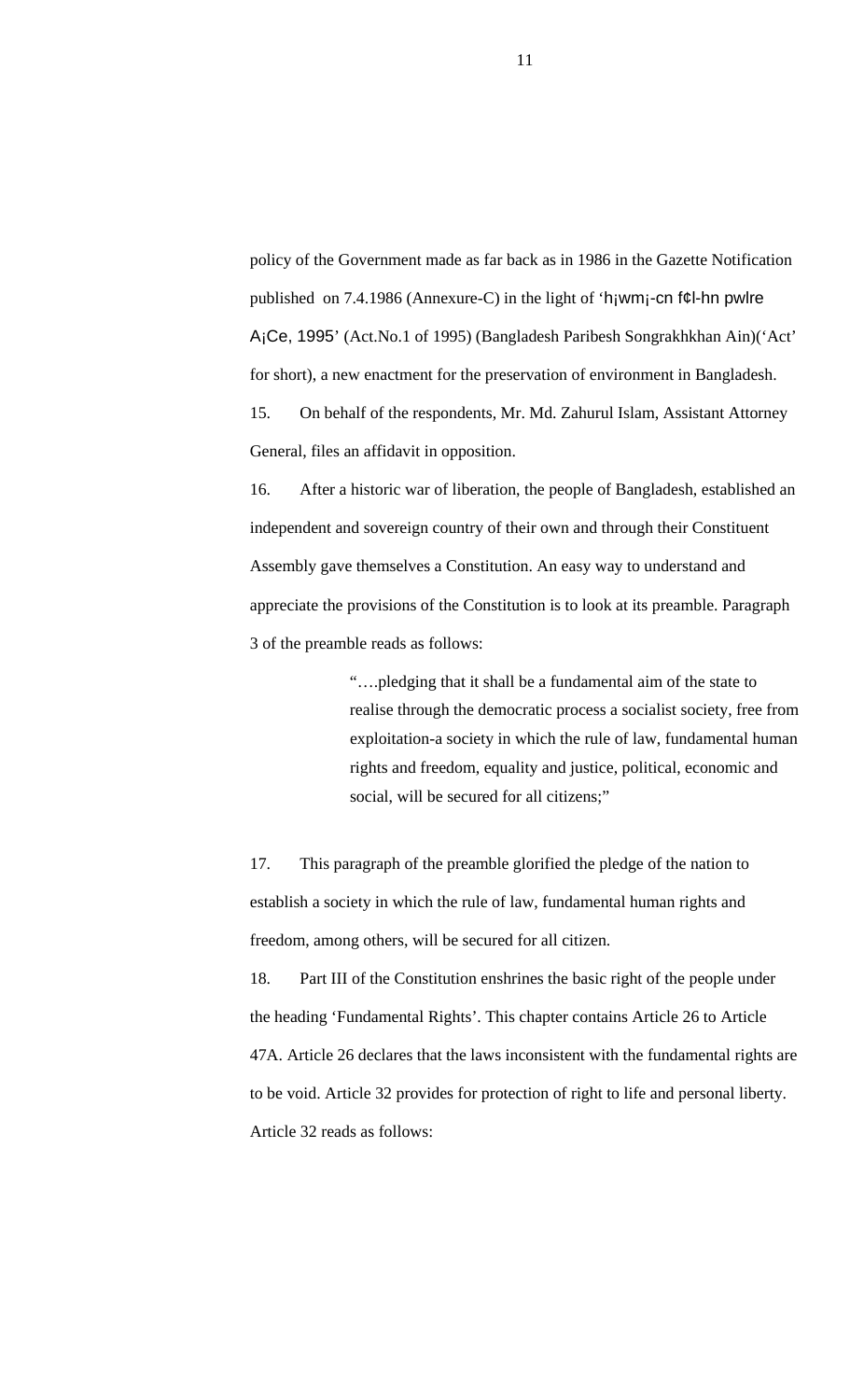policy of the Government made as far back as in 1986 in the Gazette Notification published on 7.4.1986 (Annexure-C) in the light of 'h¡wm¡-cn f¢l-hn pwlre A¡Ce, 1995' (Act.No.1 of 1995) (Bangladesh Paribesh Songrakhkhan Ain)('Act' for short), a new enactment for the preservation of environment in Bangladesh.

15. On behalf of the respondents, Mr. Md. Zahurul Islam, Assistant Attorney General, files an affidavit in opposition.

16. After a historic war of liberation, the people of Bangladesh, established an independent and sovereign country of their own and through their Constituent Assembly gave themselves a Constitution. An easy way to understand and appreciate the provisions of the Constitution is to look at its preamble. Paragraph 3 of the preamble reads as follows:

> "….pledging that it shall be a fundamental aim of the state to realise through the democratic process a socialist society, free from exploitation-a society in which the rule of law, fundamental human rights and freedom, equality and justice, political, economic and social, will be secured for all citizens;"

17. This paragraph of the preamble glorified the pledge of the nation to establish a society in which the rule of law, fundamental human rights and freedom, among others, will be secured for all citizen.

18. Part III of the Constitution enshrines the basic right of the people under the heading 'Fundamental Rights'. This chapter contains Article 26 to Article 47A. Article 26 declares that the laws inconsistent with the fundamental rights are to be void. Article 32 provides for protection of right to life and personal liberty. Article 32 reads as follows: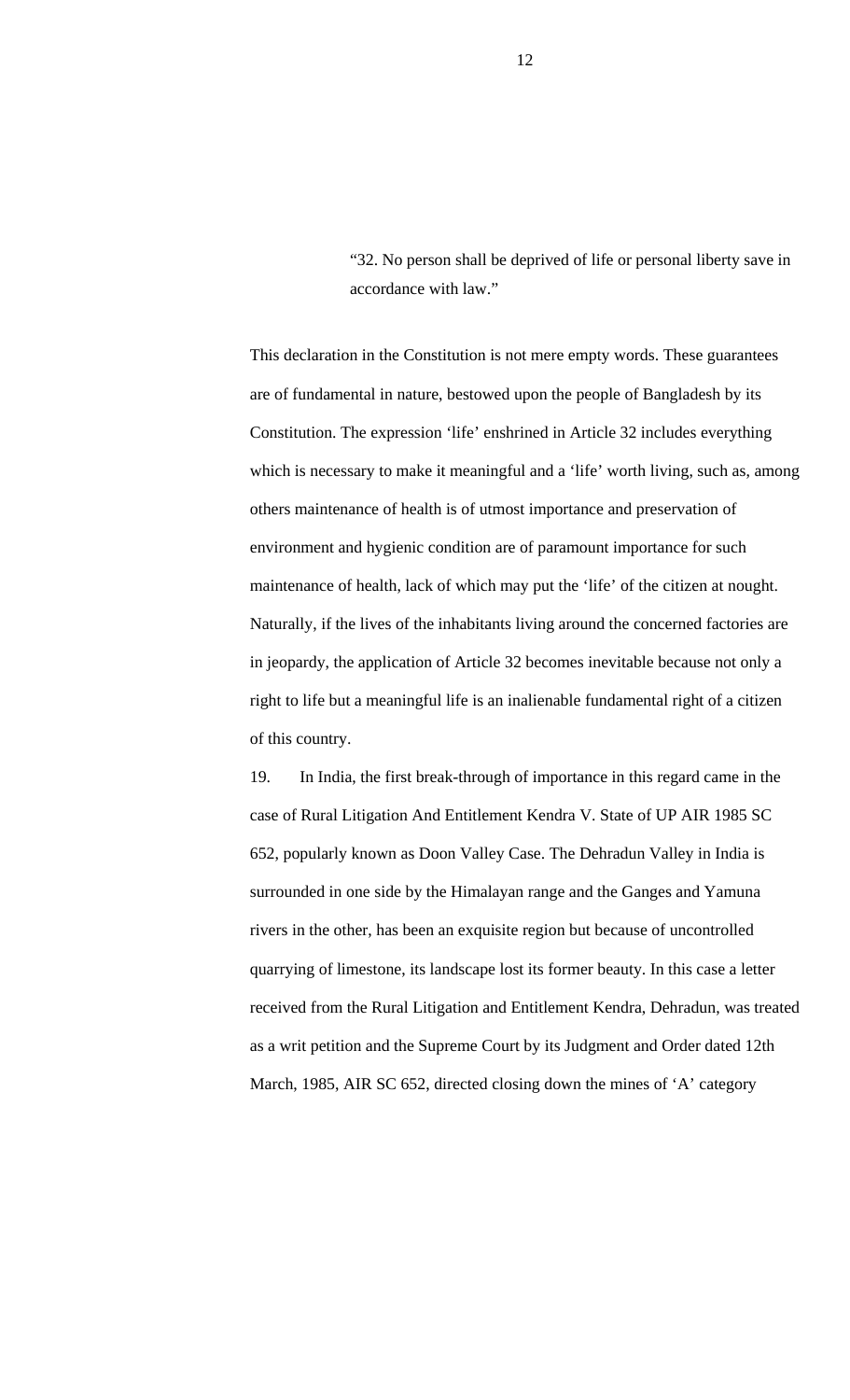> "32. No person shall be deprived of life or personal liberty save in accordance with law."

This declaration in the Constitution is not mere empty words. These guarantees are of fundamental in nature, bestowed upon the people of Bangladesh by its Constitution. The expression 'life' enshrined in Article 32 includes everything which is necessary to make it meaningful and a 'life' worth living, such as, among others maintenance of health is of utmost importance and preservation of environment and hygienic condition are of paramount importance for such maintenance of health, lack of which may put the 'life' of the citizen at nought. Naturally, if the lives of the inhabitants living around the concerned factories are in jeopardy, the application of Article 32 becomes inevitable because not only a right to life but a meaningful life is an inalienable fundamental right of a citizen of this country.

19. In India, the first break-through of importance in this regard came in the case of Rural Litigation And Entitlement Kendra V. State of UP AIR 1985 SC 652, popularly known as Doon Valley Case. The Dehradun Valley in India is surrounded in one side by the Himalayan range and the Ganges and Yamuna rivers in the other, has been an exquisite region but because of uncontrolled quarrying of limestone, its landscape lost its former beauty. In this case a letter received from the Rural Litigation and Entitlement Kendra, Dehradun, was treated as a writ petition and the Supreme Court by its Judgment and Order dated 12th March, 1985, AIR SC 652, directed closing down the mines of 'A' category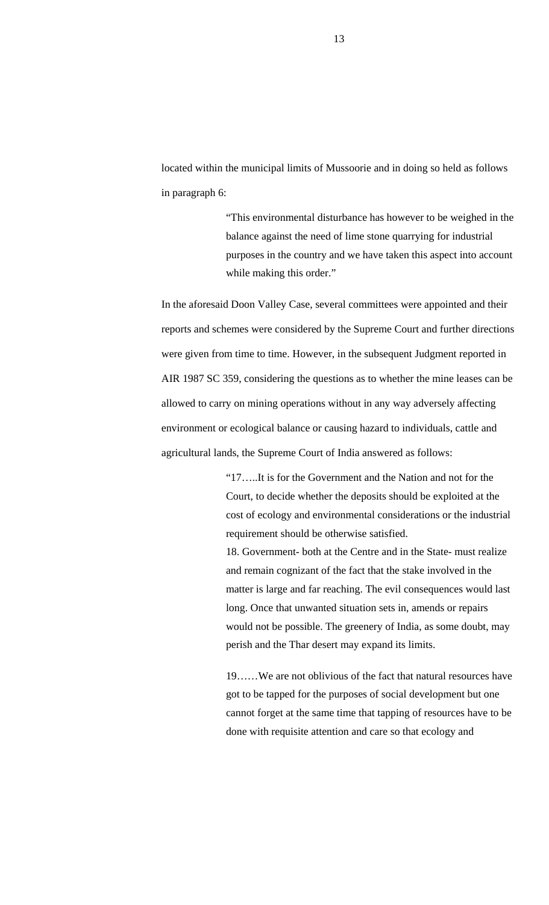located within the municipal limits of Mussoorie and in doing so held as follows in paragraph 6:

> "This environmental disturbance has however to be weighed in the balance against the need of lime stone quarrying for industrial purposes in the country and we have taken this aspect into account while making this order."

In the aforesaid Doon Valley Case, several committees were appointed and their reports and schemes were considered by the Supreme Court and further directions were given from time to time. However, in the subsequent Judgment reported in AIR 1987 SC 359, considering the questions as to whether the mine leases can be allowed to carry on mining operations without in any way adversely affecting environment or ecological balance or causing hazard to individuals, cattle and agricultural lands, the Supreme Court of India answered as follows:

> "17…..It is for the Government and the Nation and not for the Court, to decide whether the deposits should be exploited at the cost of ecology and environmental considerations or the industrial requirement should be otherwise satisfied.
>
> 18. Government- both at the Centre and in the State- must realize and remain cognizant of the fact that the stake involved in the matter is large and far reaching. The evil consequences would last long. Once that unwanted situation sets in, amends or repairs would not be possible. The greenery of India, as some doubt, may perish and the Thar desert may expand its limits.
>
> 19……We are not oblivious of the fact that natural resources have got to be tapped for the purposes of social development but one cannot forget at the same time that tapping of resources have to be done with requisite attention and care so that ecology and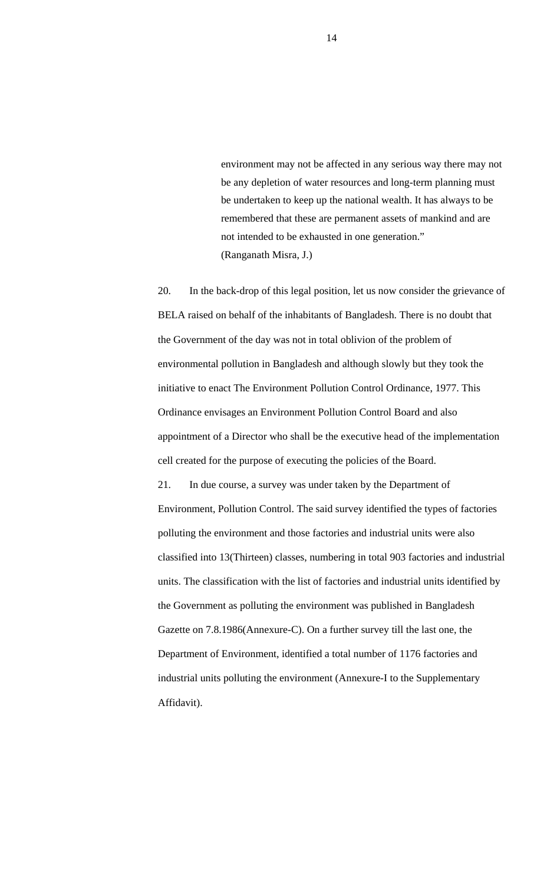> environment may not be affected in any serious way there may not be any depletion of water resources and long-term planning must be undertaken to keep up the national wealth. It has always to be remembered that these are permanent assets of mankind and are not intended to be exhausted in one generation."
> (Ranganath Misra, J.)

20. In the back-drop of this legal position, let us now consider the grievance of BELA raised on behalf of the inhabitants of Bangladesh. There is no doubt that the Government of the day was not in total oblivion of the problem of environmental pollution in Bangladesh and although slowly but they took the initiative to enact The Environment Pollution Control Ordinance, 1977. This Ordinance envisages an Environment Pollution Control Board and also appointment of a Director who shall be the executive head of the implementation cell created for the purpose of executing the policies of the Board.

21. In due course, a survey was under taken by the Department of Environment, Pollution Control. The said survey identified the types of factories polluting the environment and those factories and industrial units were also classified into 13(Thirteen) classes, numbering in total 903 factories and industrial units. The classification with the list of factories and industrial units identified by the Government as polluting the environment was published in Bangladesh Gazette on 7.8.1986(Annexure-C). On a further survey till the last one, the Department of Environment, identified a total number of 1176 factories and industrial units polluting the environment (Annexure-I to the Supplementary Affidavit).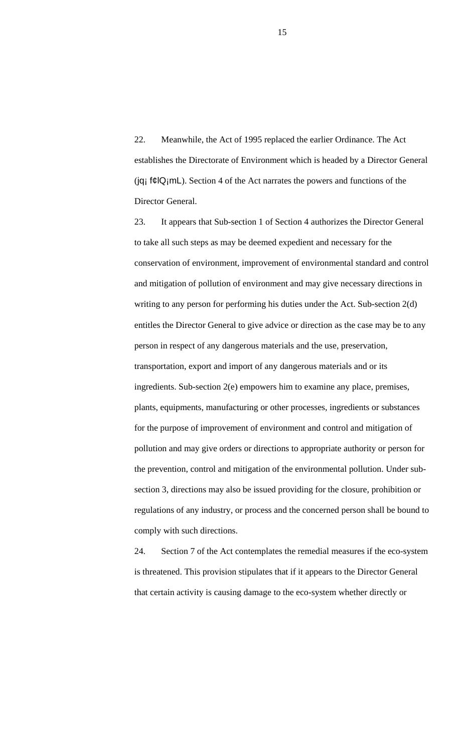22. Meanwhile, the Act of 1995 replaced the earlier Ordinance. The Act establishes the Directorate of Environment which is headed by a Director General (jq¡ f¢lQ¡mL). Section 4 of the Act narrates the powers and functions of the Director General.

23. It appears that Sub-section 1 of Section 4 authorizes the Director General to take all such steps as may be deemed expedient and necessary for the conservation of environment, improvement of environmental standard and control and mitigation of pollution of environment and may give necessary directions in writing to any person for performing his duties under the Act. Sub-section 2(d) entitles the Director General to give advice or direction as the case may be to any person in respect of any dangerous materials and the use, preservation, transportation, export and import of any dangerous materials and or its ingredients. Sub-section 2(e) empowers him to examine any place, premises, plants, equipments, manufacturing or other processes, ingredients or substances for the purpose of improvement of environment and control and mitigation of pollution and may give orders or directions to appropriate authority or person for the prevention, control and mitigation of the environmental pollution. Under sub-section 3, directions may also be issued providing for the closure, prohibition or regulations of any industry, or process and the concerned person shall be bound to comply with such directions.

24. Section 7 of the Act contemplates the remedial measures if the eco-system is threatened. This provision stipulates that if it appears to the Director General that certain activity is causing damage to the eco-system whether directly or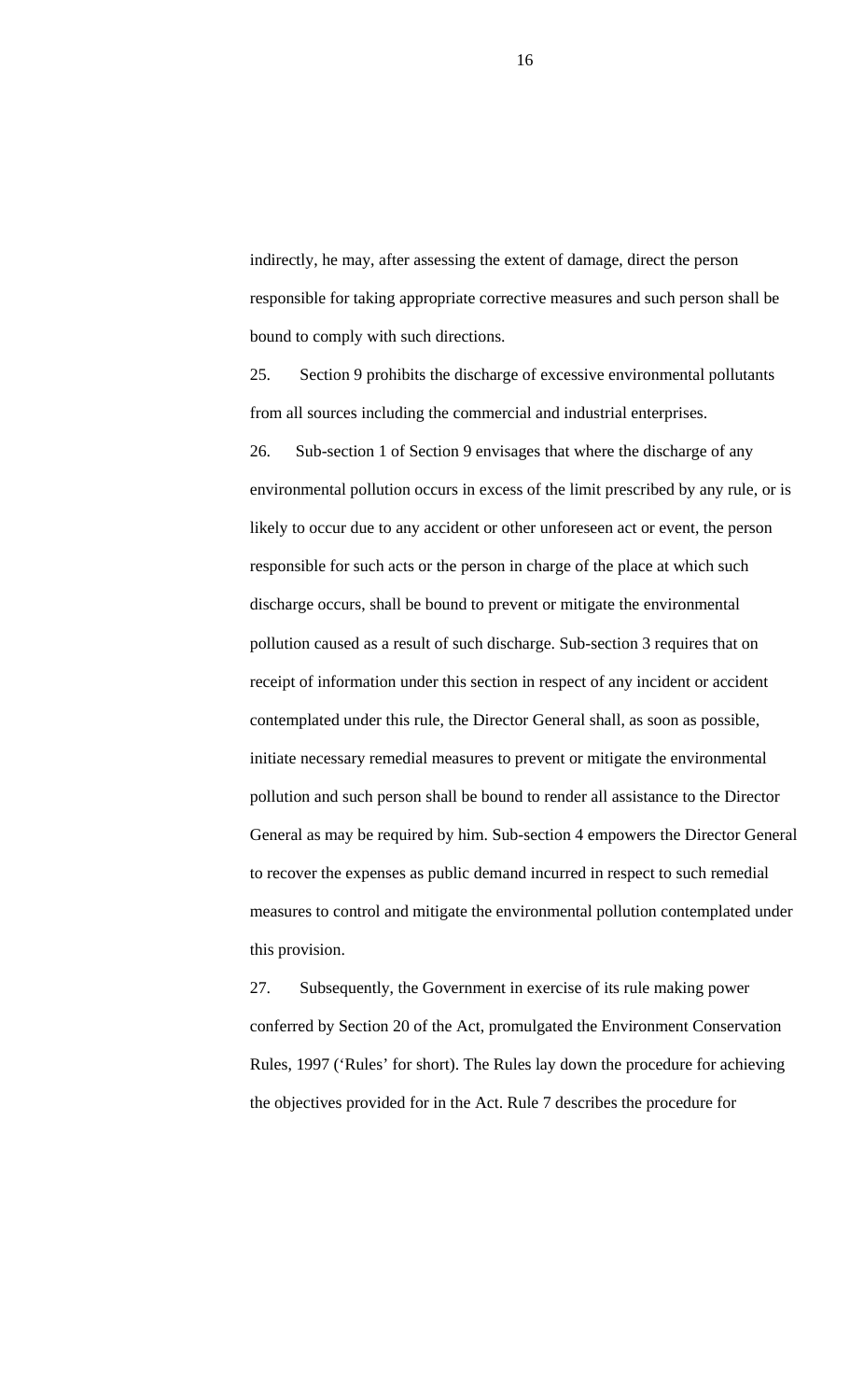indirectly, he may, after assessing the extent of damage, direct the person responsible for taking appropriate corrective measures and such person shall be bound to comply with such directions.

25. Section 9 prohibits the discharge of excessive environmental pollutants from all sources including the commercial and industrial enterprises.

26. Sub-section 1 of Section 9 envisages that where the discharge of any environmental pollution occurs in excess of the limit prescribed by any rule, or is likely to occur due to any accident or other unforeseen act or event, the person responsible for such acts or the person in charge of the place at which such discharge occurs, shall be bound to prevent or mitigate the environmental pollution caused as a result of such discharge. Sub-section 3 requires that on receipt of information under this section in respect of any incident or accident contemplated under this rule, the Director General shall, as soon as possible, initiate necessary remedial measures to prevent or mitigate the environmental pollution and such person shall be bound to render all assistance to the Director General as may be required by him. Sub-section 4 empowers the Director General to recover the expenses as public demand incurred in respect to such remedial measures to control and mitigate the environmental pollution contemplated under this provision.

27. Subsequently, the Government in exercise of its rule making power conferred by Section 20 of the Act, promulgated the Environment Conservation Rules, 1997 ('Rules' for short). The Rules lay down the procedure for achieving the objectives provided for in the Act. Rule 7 describes the procedure for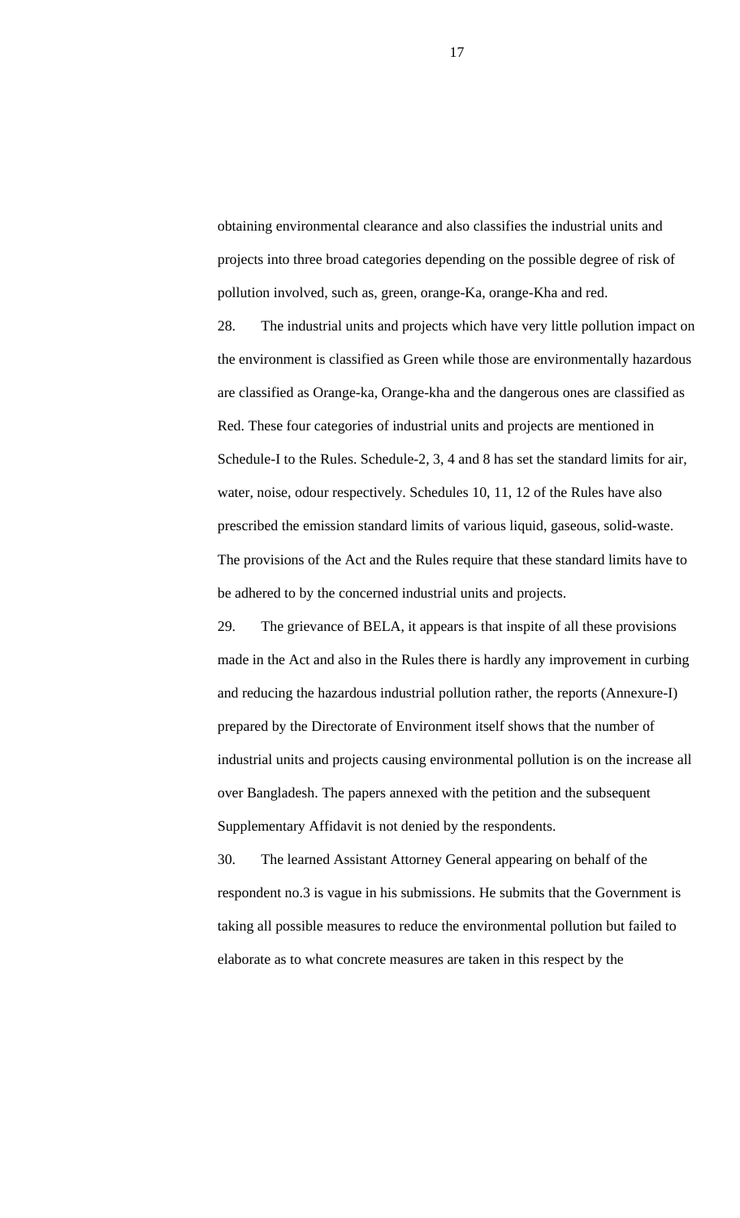obtaining environmental clearance and also classifies the industrial units and projects into three broad categories depending on the possible degree of risk of pollution involved, such as, green, orange-Ka, orange-Kha and red.

28. The industrial units and projects which have very little pollution impact on the environment is classified as Green while those are environmentally hazardous are classified as Orange-ka, Orange-kha and the dangerous ones are classified as Red. These four categories of industrial units and projects are mentioned in Schedule-I to the Rules. Schedule-2, 3, 4 and 8 has set the standard limits for air, water, noise, odour respectively. Schedules 10, 11, 12 of the Rules have also prescribed the emission standard limits of various liquid, gaseous, solid-waste. The provisions of the Act and the Rules require that these standard limits have to be adhered to by the concerned industrial units and projects.

29. The grievance of BELA, it appears is that inspite of all these provisions made in the Act and also in the Rules there is hardly any improvement in curbing and reducing the hazardous industrial pollution rather, the reports (Annexure-I) prepared by the Directorate of Environment itself shows that the number of industrial units and projects causing environmental pollution is on the increase all over Bangladesh. The papers annexed with the petition and the subsequent Supplementary Affidavit is not denied by the respondents.

30. The learned Assistant Attorney General appearing on behalf of the respondent no.3 is vague in his submissions. He submits that the Government is taking all possible measures to reduce the environmental pollution but failed to elaborate as to what concrete measures are taken in this respect by the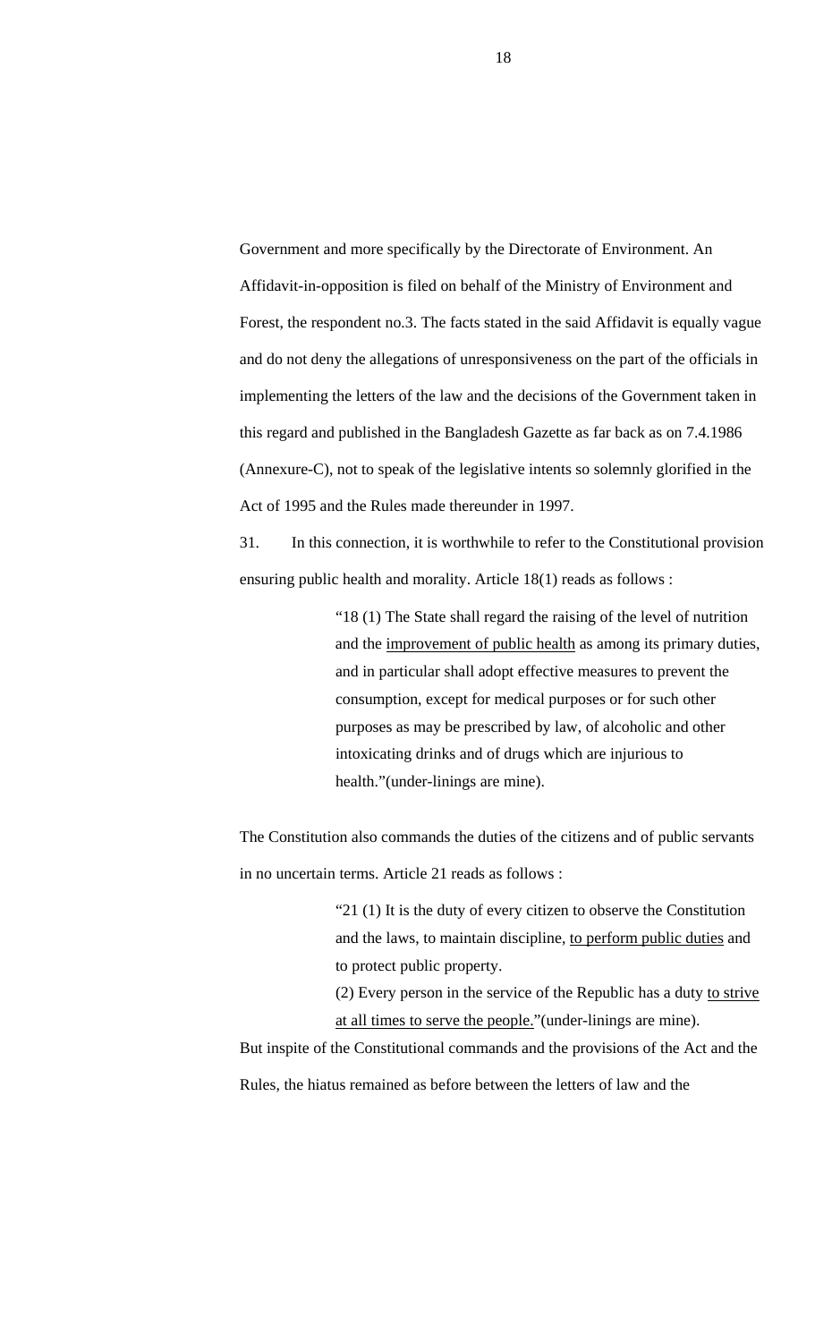Government and more specifically by the Directorate of Environment. An Affidavit-in-opposition is filed on behalf of the Ministry of Environment and Forest, the respondent no.3. The facts stated in the said Affidavit is equally vague and do not deny the allegations of unresponsiveness on the part of the officials in implementing the letters of the law and the decisions of the Government taken in this regard and published in the Bangladesh Gazette as far back as on 7.4.1986 (Annexure-C), not to speak of the legislative intents so solemnly glorified in the Act of 1995 and the Rules made thereunder in 1997.

31. In this connection, it is worthwhile to refer to the Constitutional provision ensuring public health and morality. Article 18(1) reads as follows :

> "18 (1) The State shall regard the raising of the level of nutrition and the <u>improvement of public health</u> as among its primary duties, and in particular shall adopt effective measures to prevent the consumption, except for medical purposes or for such other purposes as may be prescribed by law, of alcoholic and other intoxicating drinks and of drugs which are injurious to health."(under-linings are mine).

The Constitution also commands the duties of the citizens and of public servants in no uncertain terms. Article 21 reads as follows :

> "21 (1) It is the duty of every citizen to observe the Constitution and the laws, to maintain discipline, <u>to perform public duties</u> and to protect public property.
>
> (2) Every person in the service of the Republic has a duty <u>to strive at all times to serve the people.</u>"(under-linings are mine).

But inspite of the Constitutional commands and the provisions of the Act and the Rules, the hiatus remained as before between the letters of law and the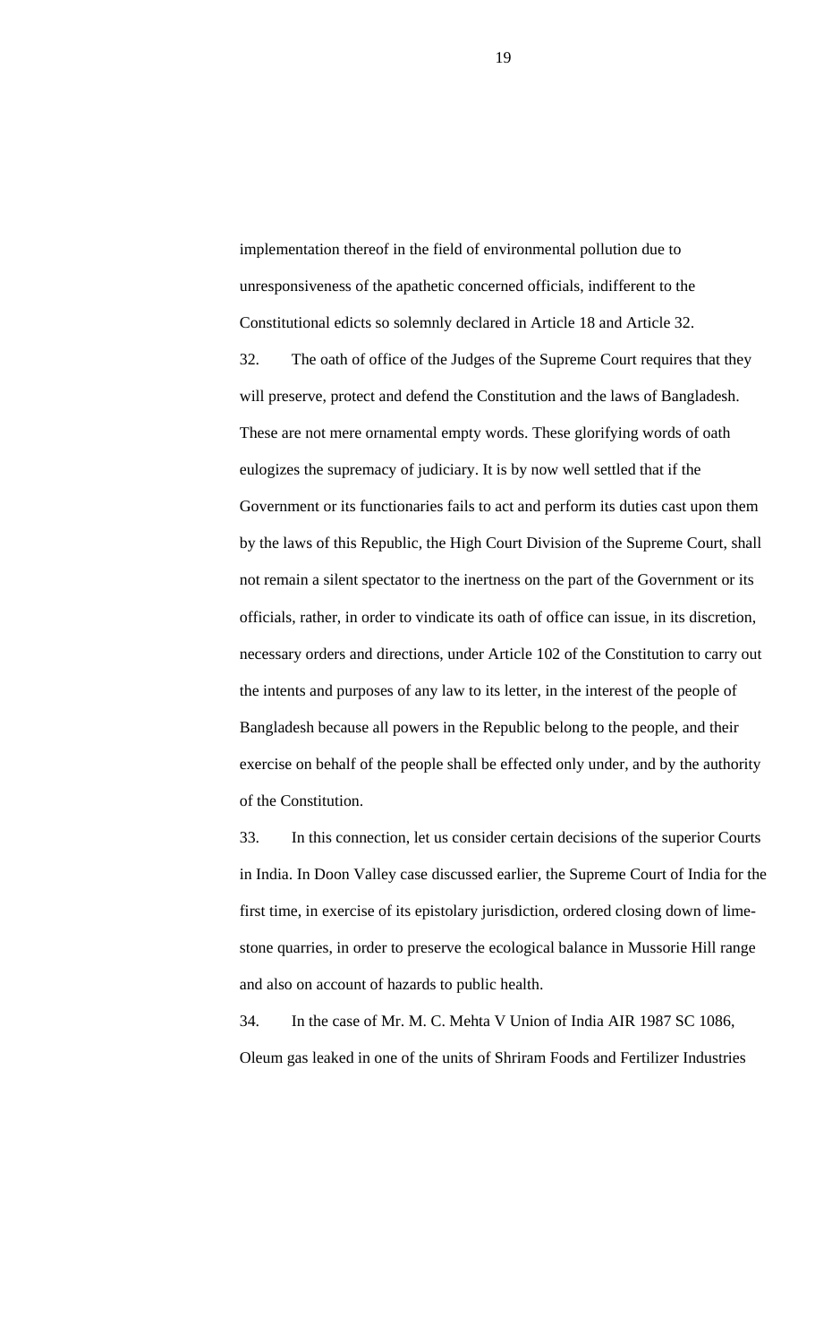implementation thereof in the field of environmental pollution due to unresponsiveness of the apathetic concerned officials, indifferent to the Constitutional edicts so solemnly declared in Article 18 and Article 32.

32. The oath of office of the Judges of the Supreme Court requires that they will preserve, protect and defend the Constitution and the laws of Bangladesh. These are not mere ornamental empty words. These glorifying words of oath eulogizes the supremacy of judiciary. It is by now well settled that if the Government or its functionaries fails to act and perform its duties cast upon them by the laws of this Republic, the High Court Division of the Supreme Court, shall not remain a silent spectator to the inertness on the part of the Government or its officials, rather, in order to vindicate its oath of office can issue, in its discretion, necessary orders and directions, under Article 102 of the Constitution to carry out the intents and purposes of any law to its letter, in the interest of the people of Bangladesh because all powers in the Republic belong to the people, and their exercise on behalf of the people shall be effected only under, and by the authority of the Constitution.

33. In this connection, let us consider certain decisions of the superior Courts in India. In Doon Valley case discussed earlier, the Supreme Court of India for the first time, in exercise of its epistolary jurisdiction, ordered closing down of lime-stone quarries, in order to preserve the ecological balance in Mussorie Hill range and also on account of hazards to public health.

34. In the case of Mr. M. C. Mehta V Union of India AIR 1987 SC 1086, Oleum gas leaked in one of the units of Shriram Foods and Fertilizer Industries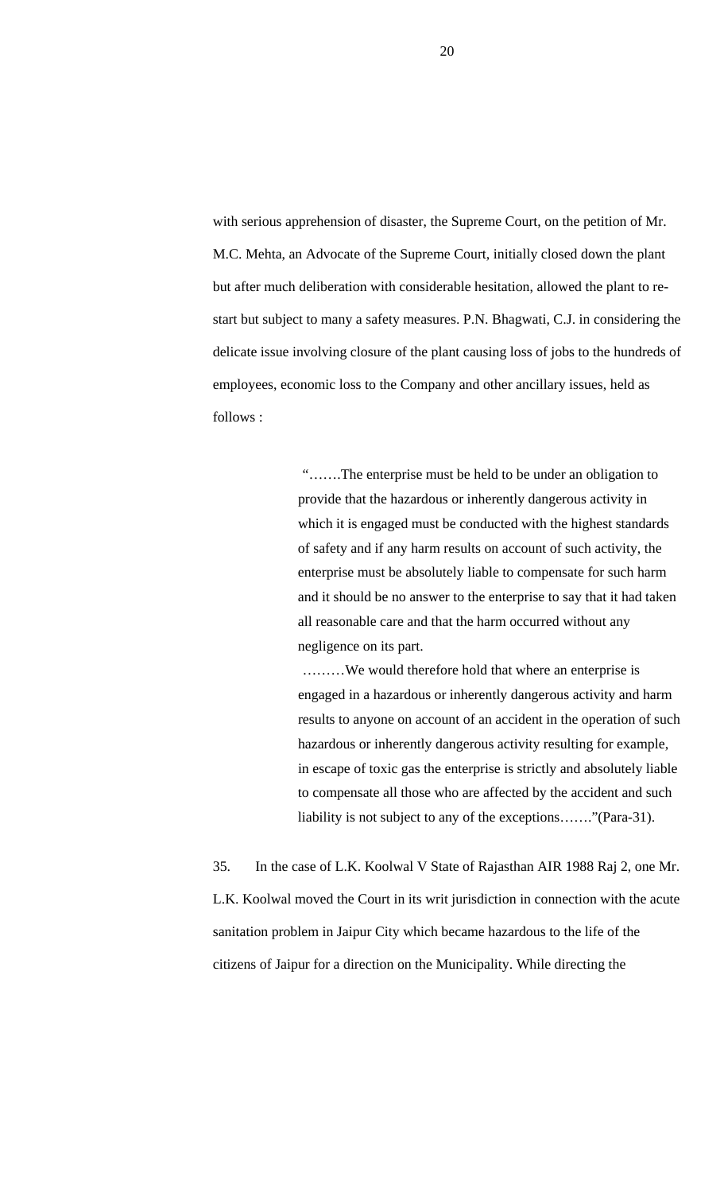with serious apprehension of disaster, the Supreme Court, on the petition of Mr. M.C. Mehta, an Advocate of the Supreme Court, initially closed down the plant but after much deliberation with considerable hesitation, allowed the plant to re-start but subject to many a safety measures. P.N. Bhagwati, C.J. in considering the delicate issue involving closure of the plant causing loss of jobs to the hundreds of employees, economic loss to the Company and other ancillary issues, held as follows :

> "…….The enterprise must be held to be under an obligation to provide that the hazardous or inherently dangerous activity in which it is engaged must be conducted with the highest standards of safety and if any harm results on account of such activity, the enterprise must be absolutely liable to compensate for such harm and it should be no answer to the enterprise to say that it had taken all reasonable care and that the harm occurred without any negligence on its part.
>
> ………We would therefore hold that where an enterprise is engaged in a hazardous or inherently dangerous activity and harm results to anyone on account of an accident in the operation of such hazardous or inherently dangerous activity resulting for example, in escape of toxic gas the enterprise is strictly and absolutely liable to compensate all those who are affected by the accident and such liability is not subject to any of the exceptions……."(Para-31).

35. In the case of L.K. Koolwal V State of Rajasthan AIR 1988 Raj 2, one Mr. L.K. Koolwal moved the Court in its writ jurisdiction in connection with the acute sanitation problem in Jaipur City which became hazardous to the life of the citizens of Jaipur for a direction on the Municipality. While directing the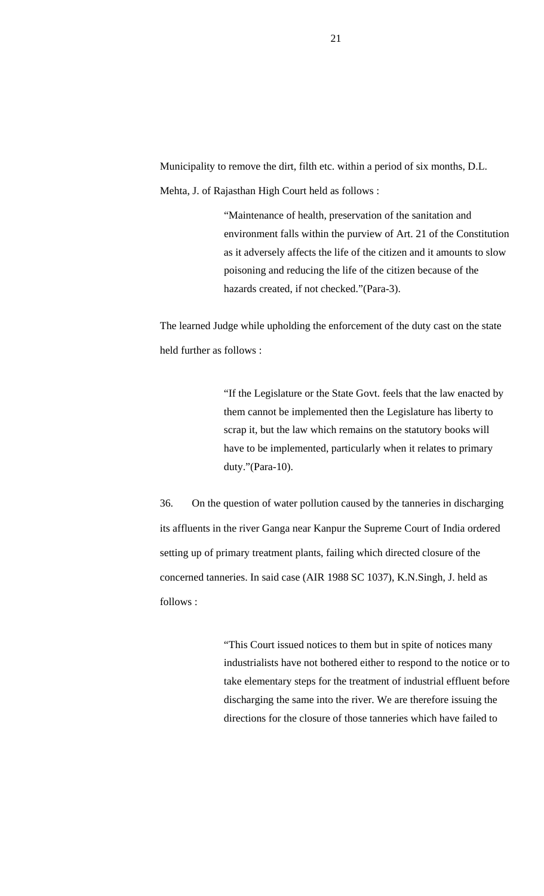Municipality to remove the dirt, filth etc. within a period of six months, D.L. Mehta, J. of Rajasthan High Court held as follows :

> "Maintenance of health, preservation of the sanitation and environment falls within the purview of Art. 21 of the Constitution as it adversely affects the life of the citizen and it amounts to slow poisoning and reducing the life of the citizen because of the hazards created, if not checked."(Para-3).

The learned Judge while upholding the enforcement of the duty cast on the state held further as follows :

> "If the Legislature or the State Govt. feels that the law enacted by them cannot be implemented then the Legislature has liberty to scrap it, but the law which remains on the statutory books will have to be implemented, particularly when it relates to primary duty."(Para-10).

36. On the question of water pollution caused by the tanneries in discharging its affluents in the river Ganga near Kanpur the Supreme Court of India ordered setting up of primary treatment plants, failing which directed closure of the concerned tanneries. In said case (AIR 1988 SC 1037), K.N.Singh, J. held as follows :

> "This Court issued notices to them but in spite of notices many industrialists have not bothered either to respond to the notice or to take elementary steps for the treatment of industrial effluent before discharging the same into the river. We are therefore issuing the directions for the closure of those tanneries which have failed to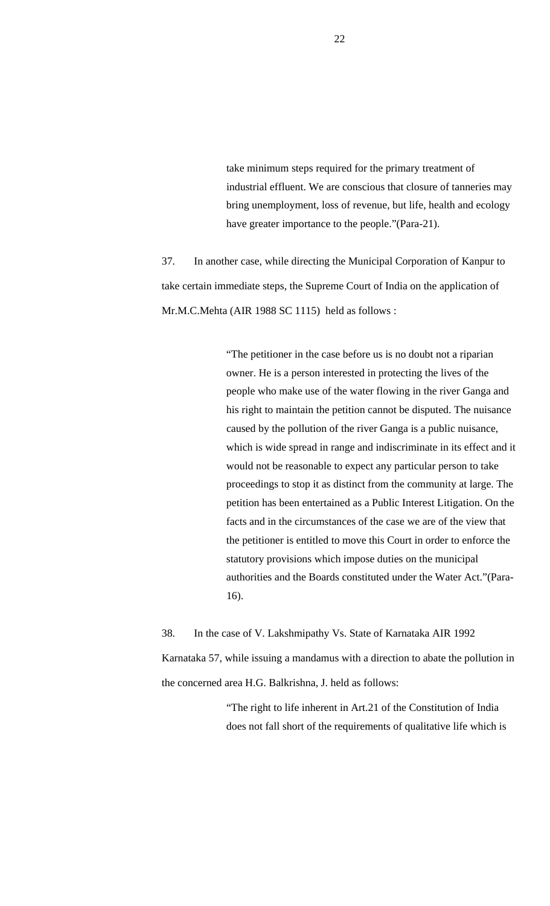> take minimum steps required for the primary treatment of industrial effluent. We are conscious that closure of tanneries may bring unemployment, loss of revenue, but life, health and ecology have greater importance to the people."(Para-21).

37. In another case, while directing the Municipal Corporation of Kanpur to take certain immediate steps, the Supreme Court of India on the application of Mr.M.C.Mehta (AIR 1988 SC 1115) held as follows :

> "The petitioner in the case before us is no doubt not a riparian owner. He is a person interested in protecting the lives of the people who make use of the water flowing in the river Ganga and his right to maintain the petition cannot be disputed. The nuisance caused by the pollution of the river Ganga is a public nuisance, which is wide spread in range and indiscriminate in its effect and it would not be reasonable to expect any particular person to take proceedings to stop it as distinct from the community at large. The petition has been entertained as a Public Interest Litigation. On the facts and in the circumstances of the case we are of the view that the petitioner is entitled to move this Court in order to enforce the statutory provisions which impose duties on the municipal authorities and the Boards constituted under the Water Act."(Para-16).

38. In the case of V. Lakshmipathy Vs. State of Karnataka AIR 1992 Karnataka 57, while issuing a mandamus with a direction to abate the pollution in the concerned area H.G. Balkrishna, J. held as follows:

> "The right to life inherent in Art.21 of the Constitution of India does not fall short of the requirements of qualitative life which is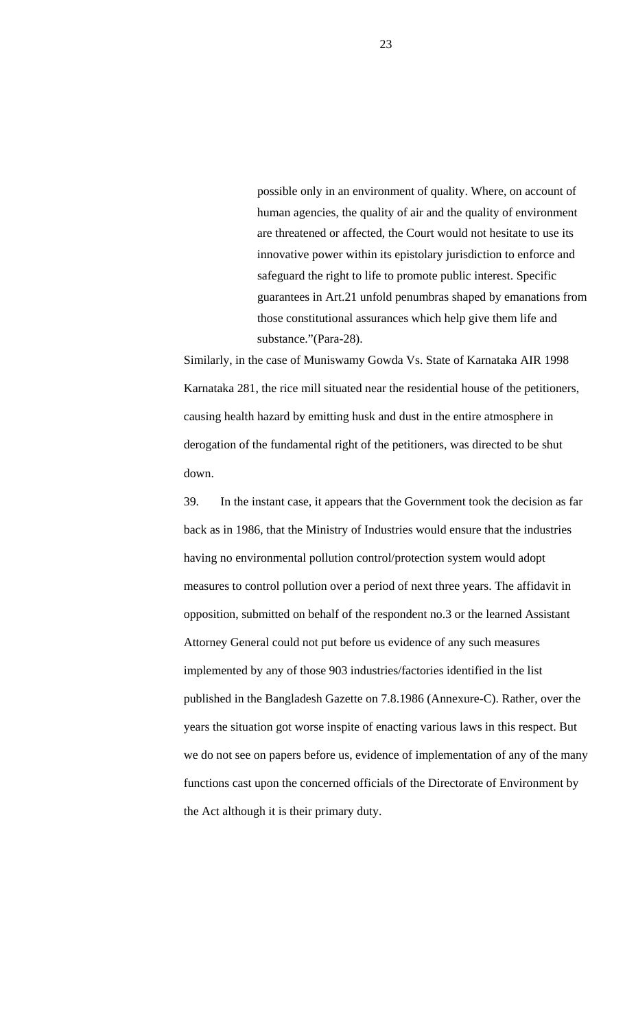> possible only in an environment of quality. Where, on account of human agencies, the quality of air and the quality of environment are threatened or affected, the Court would not hesitate to use its innovative power within its epistolary jurisdiction to enforce and safeguard the right to life to promote public interest. Specific guarantees in Art.21 unfold penumbras shaped by emanations from those constitutional assurances which help give them life and substance."(Para-28).

Similarly, in the case of Muniswamy Gowda Vs. State of Karnataka AIR 1998 Karnataka 281, the rice mill situated near the residential house of the petitioners, causing health hazard by emitting husk and dust in the entire atmosphere in derogation of the fundamental right of the petitioners, was directed to be shut down.

39. In the instant case, it appears that the Government took the decision as far back as in 1986, that the Ministry of Industries would ensure that the industries having no environmental pollution control/protection system would adopt measures to control pollution over a period of next three years. The affidavit in opposition, submitted on behalf of the respondent no.3 or the learned Assistant Attorney General could not put before us evidence of any such measures implemented by any of those 903 industries/factories identified in the list published in the Bangladesh Gazette on 7.8.1986 (Annexure-C). Rather, over the years the situation got worse inspite of enacting various laws in this respect. But we do not see on papers before us, evidence of implementation of any of the many functions cast upon the concerned officials of the Directorate of Environment by the Act although it is their primary duty.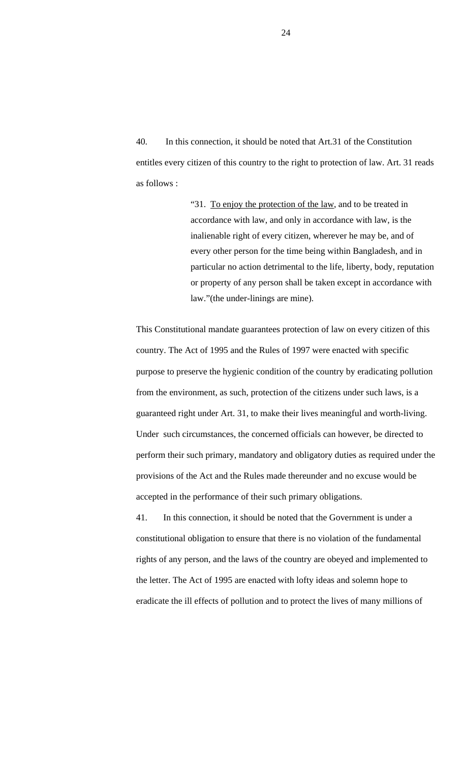40. In this connection, it should be noted that Art.31 of the Constitution entitles every citizen of this country to the right to protection of law. Art. 31 reads as follows :

> "31. <u>To enjoy the protection of the law</u>, and to be treated in accordance with law, and only in accordance with law, is the inalienable right of every citizen, wherever he may be, and of every other person for the time being within Bangladesh, and in particular no action detrimental to the life, liberty, body, reputation or property of any person shall be taken except in accordance with law."(the under-linings are mine).

This Constitutional mandate guarantees protection of law on every citizen of this country. The Act of 1995 and the Rules of 1997 were enacted with specific purpose to preserve the hygienic condition of the country by eradicating pollution from the environment, as such, protection of the citizens under such laws, is a guaranteed right under Art. 31, to make their lives meaningful and worth-living. Under such circumstances, the concerned officials can however, be directed to perform their such primary, mandatory and obligatory duties as required under the provisions of the Act and the Rules made thereunder and no excuse would be accepted in the performance of their such primary obligations.

41. In this connection, it should be noted that the Government is under a constitutional obligation to ensure that there is no violation of the fundamental rights of any person, and the laws of the country are obeyed and implemented to the letter. The Act of 1995 are enacted with lofty ideas and solemn hope to eradicate the ill effects of pollution and to protect the lives of many millions of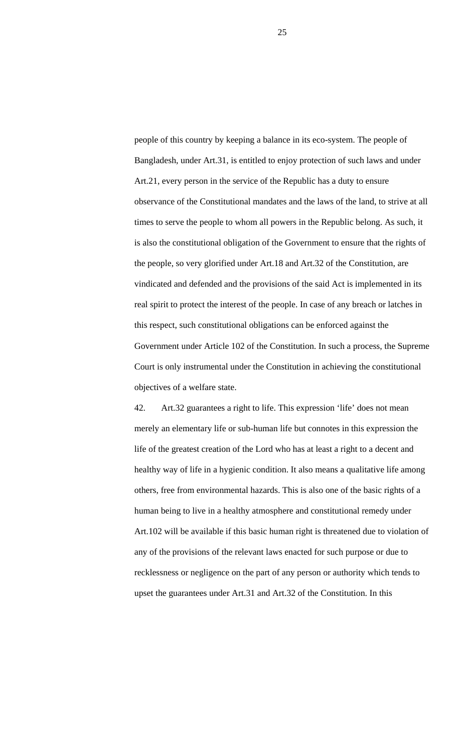people of this country by keeping a balance in its eco-system. The people of Bangladesh, under Art.31, is entitled to enjoy protection of such laws and under Art.21, every person in the service of the Republic has a duty to ensure observance of the Constitutional mandates and the laws of the land, to strive at all times to serve the people to whom all powers in the Republic belong. As such, it is also the constitutional obligation of the Government to ensure that the rights of the people, so very glorified under Art.18 and Art.32 of the Constitution, are vindicated and defended and the provisions of the said Act is implemented in its real spirit to protect the interest of the people. In case of any breach or latches in this respect, such constitutional obligations can be enforced against the Government under Article 102 of the Constitution. In such a process, the Supreme Court is only instrumental under the Constitution in achieving the constitutional objectives of a welfare state.

42. Art.32 guarantees a right to life. This expression 'life' does not mean merely an elementary life or sub-human life but connotes in this expression the life of the greatest creation of the Lord who has at least a right to a decent and healthy way of life in a hygienic condition. It also means a qualitative life among others, free from environmental hazards. This is also one of the basic rights of a human being to live in a healthy atmosphere and constitutional remedy under Art.102 will be available if this basic human right is threatened due to violation of any of the provisions of the relevant laws enacted for such purpose or due to recklessness or negligence on the part of any person or authority which tends to upset the guarantees under Art.31 and Art.32 of the Constitution. In this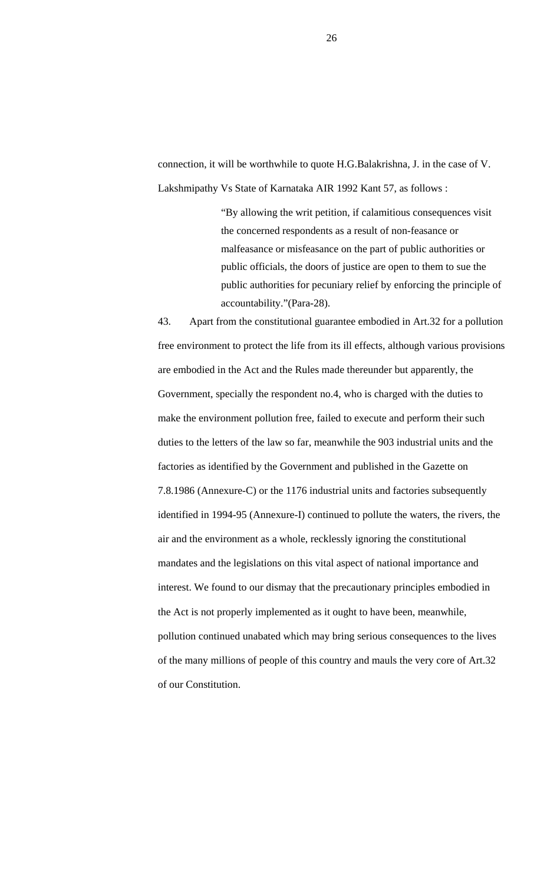connection, it will be worthwhile to quote H.G.Balakrishna, J. in the case of V. Lakshmipathy Vs State of Karnataka AIR 1992 Kant 57, as follows :

> "By allowing the writ petition, if calamitious consequences visit the concerned respondents as a result of non-feasance or malfeasance or misfeasance on the part of public authorities or public officials, the doors of justice are open to them to sue the public authorities for pecuniary relief by enforcing the principle of accountability."(Para-28).

43. Apart from the constitutional guarantee embodied in Art.32 for a pollution free environment to protect the life from its ill effects, although various provisions are embodied in the Act and the Rules made thereunder but apparently, the Government, specially the respondent no.4, who is charged with the duties to make the environment pollution free, failed to execute and perform their such duties to the letters of the law so far, meanwhile the 903 industrial units and the factories as identified by the Government and published in the Gazette on 7.8.1986 (Annexure-C) or the 1176 industrial units and factories subsequently identified in 1994-95 (Annexure-I) continued to pollute the waters, the rivers, the air and the environment as a whole, recklessly ignoring the constitutional mandates and the legislations on this vital aspect of national importance and interest. We found to our dismay that the precautionary principles embodied in the Act is not properly implemented as it ought to have been, meanwhile, pollution continued unabated which may bring serious consequences to the lives of the many millions of people of this country and mauls the very core of Art.32 of our Constitution.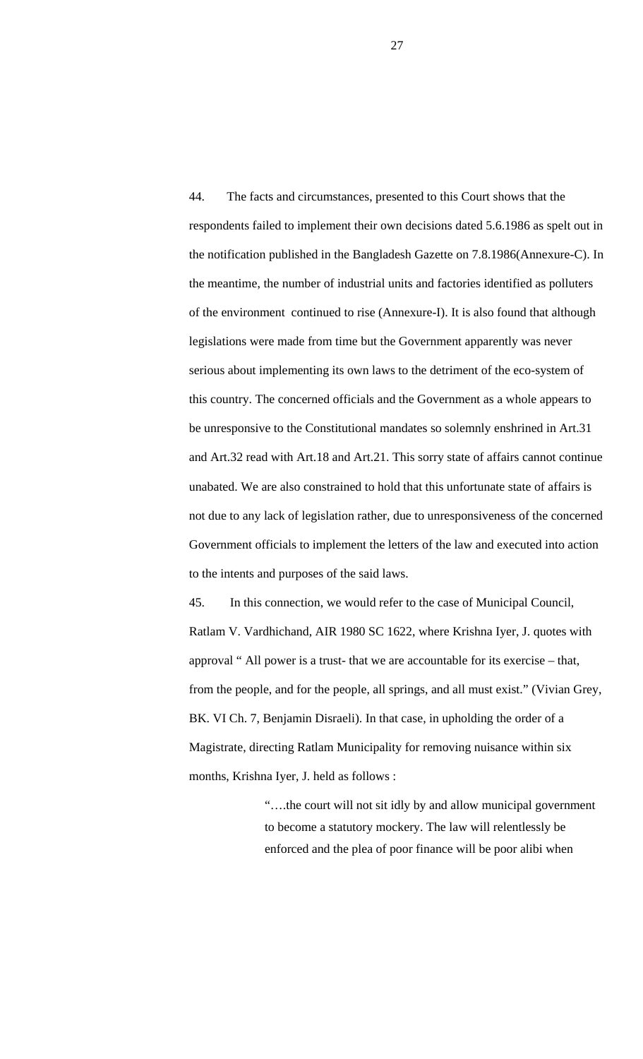44. The facts and circumstances, presented to this Court shows that the respondents failed to implement their own decisions dated 5.6.1986 as spelt out in the notification published in the Bangladesh Gazette on 7.8.1986(Annexure-C). In the meantime, the number of industrial units and factories identified as polluters of the environment continued to rise (Annexure-I). It is also found that although legislations were made from time but the Government apparently was never serious about implementing its own laws to the detriment of the eco-system of this country. The concerned officials and the Government as a whole appears to be unresponsive to the Constitutional mandates so solemnly enshrined in Art.31 and Art.32 read with Art.18 and Art.21. This sorry state of affairs cannot continue unabated. We are also constrained to hold that this unfortunate state of affairs is not due to any lack of legislation rather, due to unresponsiveness of the concerned Government officials to implement the letters of the law and executed into action to the intents and purposes of the said laws.

45. In this connection, we would refer to the case of Municipal Council, Ratlam V. Vardhichand, AIR 1980 SC 1622, where Krishna Iyer, J. quotes with approval " All power is a trust- that we are accountable for its exercise – that, from the people, and for the people, all springs, and all must exist." (Vivian Grey, BK. VI Ch. 7, Benjamin Disraeli). In that case, in upholding the order of a Magistrate, directing Ratlam Municipality for removing nuisance within six months, Krishna Iyer, J. held as follows :

> "….the court will not sit idly by and allow municipal government to become a statutory mockery. The law will relentlessly be enforced and the plea of poor finance will be poor alibi when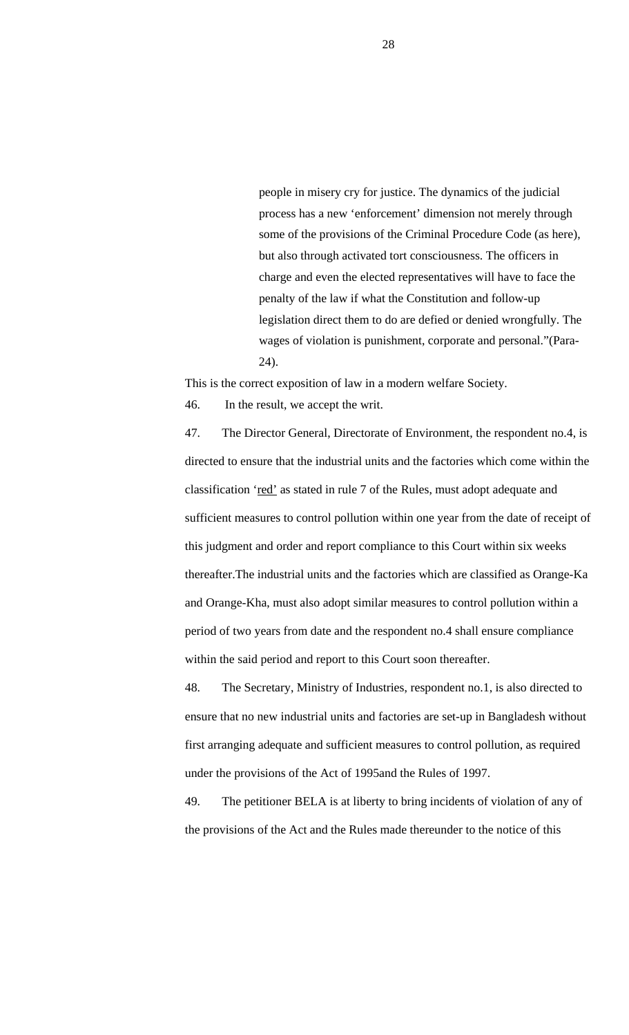> people in misery cry for justice. The dynamics of the judicial process has a new 'enforcement' dimension not merely through some of the provisions of the Criminal Procedure Code (as here), but also through activated tort consciousness. The officers in charge and even the elected representatives will have to face the penalty of the law if what the Constitution and follow-up legislation direct them to do are defied or denied wrongfully. The wages of violation is punishment, corporate and personal."(Para-24).

This is the correct exposition of law in a modern welfare Society.

46. In the result, we accept the writ.

47. The Director General, Directorate of Environment, the respondent no.4, is directed to ensure that the industrial units and the factories which come within the classification 'red' as stated in rule 7 of the Rules, must adopt adequate and sufficient measures to control pollution within one year from the date of receipt of this judgment and order and report compliance to this Court within six weeks thereafter.The industrial units and the factories which are classified as Orange-Ka and Orange-Kha, must also adopt similar measures to control pollution within a period of two years from date and the respondent no.4 shall ensure compliance within the said period and report to this Court soon thereafter.

48. The Secretary, Ministry of Industries, respondent no.1, is also directed to ensure that no new industrial units and factories are set-up in Bangladesh without first arranging adequate and sufficient measures to control pollution, as required under the provisions of the Act of 1995and the Rules of 1997.

49. The petitioner BELA is at liberty to bring incidents of violation of any of the provisions of the Act and the Rules made thereunder to the notice of this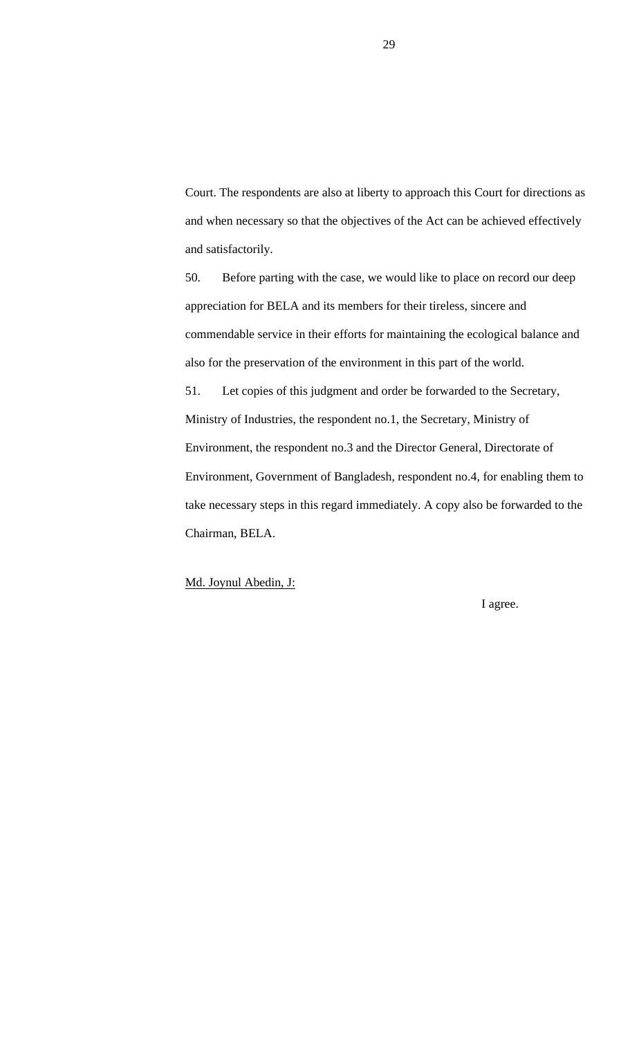Court. The respondents are also at liberty to approach this Court for directions as and when necessary so that the objectives of the Act can be achieved effectively and satisfactorily.

50. Before parting with the case, we would like to place on record our deep appreciation for BELA and its members for their tireless, sincere and commendable service in their efforts for maintaining the ecological balance and also for the preservation of the environment in this part of the world.

51. Let copies of this judgment and order be forwarded to the Secretary, Ministry of Industries, the respondent no.1, the Secretary, Ministry of Environment, the respondent no.3 and the Director General, Directorate of Environment, Government of Bangladesh, respondent no.4, for enabling them to take necessary steps in this regard immediately. A copy also be forwarded to the Chairman, BELA.

<u>Md. Joynul Abedin, J:</u>

I agree.